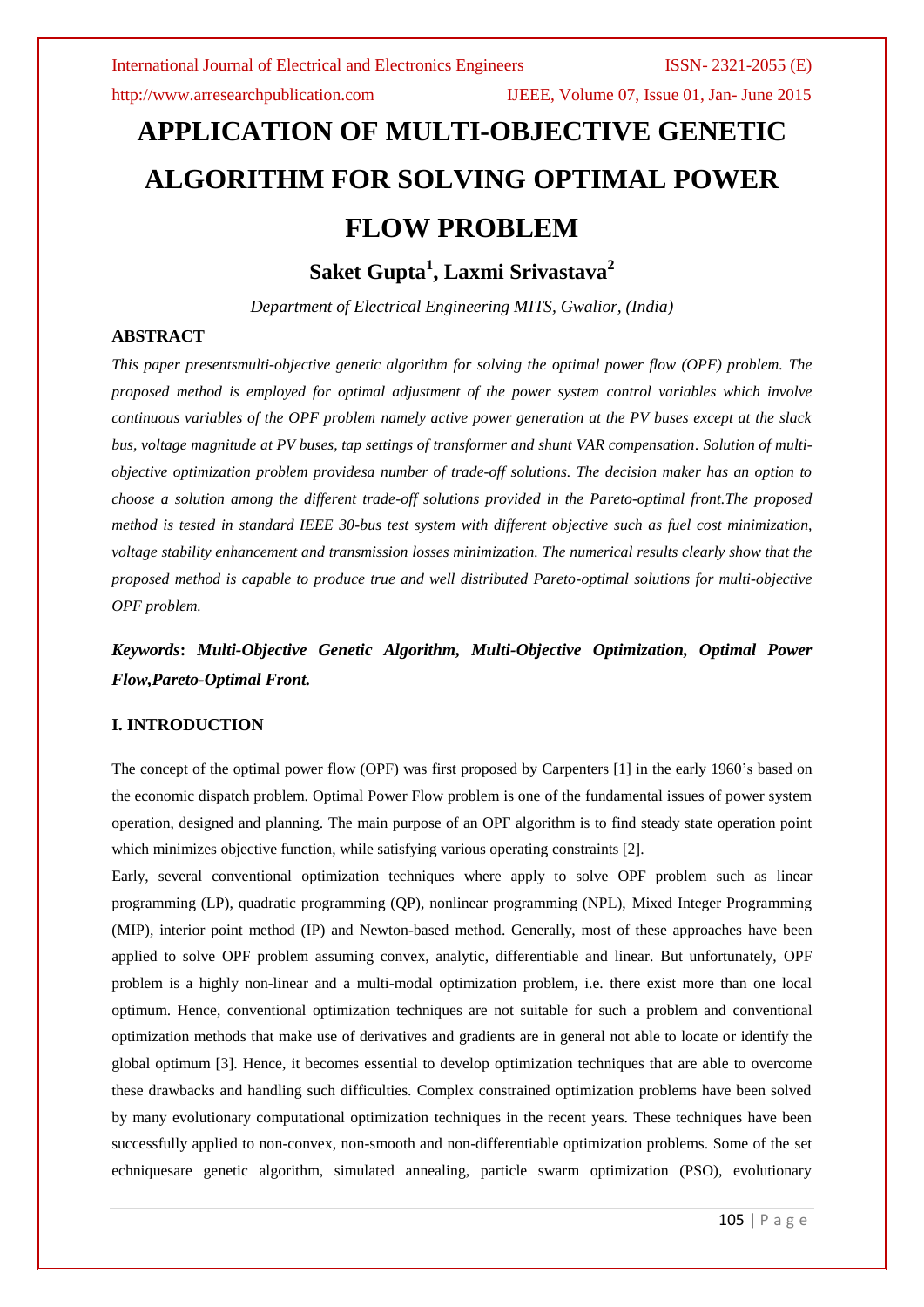# APPLICATION OF MULTI-OBJECTIVE GENETIC ALGORITHM FOR SOLVING OPTIMAL POWER FLOW PROBLEM

## Saket Gupta[1], Laxmi Srivastava[2]

*Department of Electrical Engineering MITS, Gwalior, (India)*

### ABSTRACT

*This paper presentsmulti-objective genetic algorithm for solving the optimal power flow (OPF) problem. The proposed method is employed for optimal adjustment of the power system control variables which involve continuous variables of the OPF problem namely active power generation at the PV buses except at the slack bus, voltage magnitude at PV buses, tap settings of transformer and shunt VAR compensation. Solution of multi-objective optimization problem providesa number of trade-off solutions. The decision maker has an option to choose a solution among the different trade-off solutions provided in the Pareto-optimal front.The proposed method is tested in standard IEEE 30-bus test system with different objective such as fuel cost minimization, voltage stability enhancement and transmission losses minimization. The numerical results clearly show that the proposed method is capable to produce true and well distributed Pareto-optimal solutions for multi-objective OPF problem.*

***Keywords*: *Multi-Objective Genetic Algorithm, Multi-Objective Optimization, Optimal Power Flow,Pareto-Optimal Front.***

### I. INTRODUCTION

The concept of the optimal power flow (OPF) was first proposed by Carpenters [1] in the early 1960's based on the economic dispatch problem. Optimal Power Flow problem is one of the fundamental issues of power system operation, designed and planning. The main purpose of an OPF algorithm is to find steady state operation point which minimizes objective function, while satisfying various operating constraints [2].

Early, several conventional optimization techniques where apply to solve OPF problem such as linear programming (LP), quadratic programming (QP), nonlinear programming (NPL), Mixed Integer Programming (MIP), interior point method (IP) and Newton-based method. Generally, most of these approaches have been applied to solve OPF problem assuming convex, analytic, differentiable and linear. But unfortunately, OPF problem is a highly non-linear and a multi-modal optimization problem, i.e. there exist more than one local optimum. Hence, conventional optimization techniques are not suitable for such a problem and conventional optimization methods that make use of derivatives and gradients are in general not able to locate or identify the global optimum [3]. Hence, it becomes essential to develop optimization techniques that are able to overcome these drawbacks and handling such difficulties. Complex constrained optimization problems have been solved by many evolutionary computational optimization techniques in the recent years. These techniques have been successfully applied to non-convex, non-smooth and non-differentiable optimization problems. Some of the set echniquesare genetic algorithm, simulated annealing, particle swarm optimization (PSO), evolutionary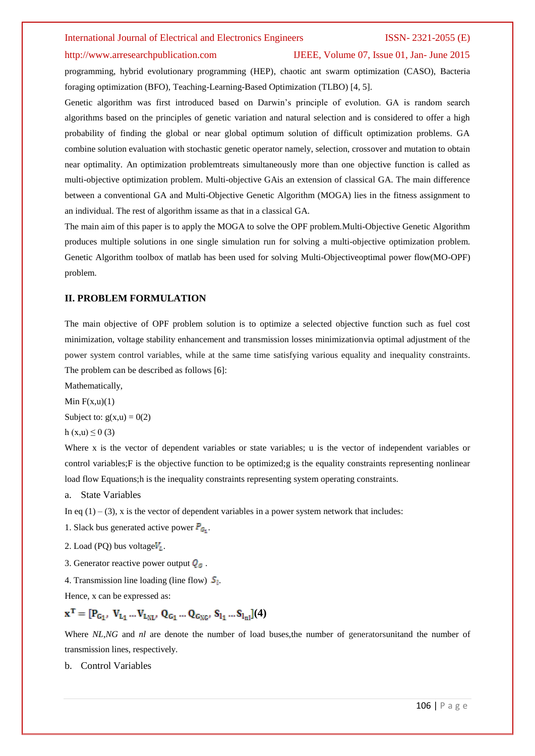programming, hybrid evolutionary programming (HEP), chaotic ant swarm optimization (CASO), Bacteria foraging optimization (BFO), Teaching-Learning-Based Optimization (TLBO) [4, 5].

Genetic algorithm was first introduced based on Darwin's principle of evolution. GA is random search algorithms based on the principles of genetic variation and natural selection and is considered to offer a high probability of finding the global or near global optimum solution of difficult optimization problems. GA combine solution evaluation with stochastic genetic operator namely, selection, crossover and mutation to obtain near optimality. An optimization problemtreats simultaneously more than one objective function is called as multi-objective optimization problem. Multi-objective GAis an extension of classical GA. The main difference between a conventional GA and Multi-Objective Genetic Algorithm (MOGA) lies in the fitness assignment to an individual. The rest of algorithm issame as that in a classical GA.

The main aim of this paper is to apply the MOGA to solve the OPF problem.Multi-Objective Genetic Algorithm produces multiple solutions in one single simulation run for solving a multi-objective optimization problem. Genetic Algorithm toolbox of matlab has been used for solving Multi-Objectiveoptimal power flow(MO-OPF) problem.

## II. PROBLEM FORMULATION

The main objective of OPF problem solution is to optimize a selected objective function such as fuel cost minimization, voltage stability enhancement and transmission losses minimizationvia optimal adjustment of the power system control variables, while at the same time satisfying various equality and inequality constraints. The problem can be described as follows [6]:

Mathematically,

Min $F(x,u)$(1)

Subject to: $g(x,u) = 0$(2)

$h(x,u) \leq 0$ (3)

Where x is the vector of dependent variables or state variables; u is the vector of independent variables or control variables;F is the objective function to be optimized;g is the equality constraints representing nonlinear load flow Equations;h is the inequality constraints representing system operating constraints.

a. State Variables

In eq (1) – (3), x is the vector of dependent variables in a power system network that includes:

1. Slack bus generated active power $P_{G_1}$.

2. Load (PQ) bus voltage$V_L$.

3. Generator reactive power output $Q_G$ .

4. Transmission line loading (line flow) $S_l$.

Hence, x can be expressed as:

$$x^T = [P_{G_1}, V_{L_1} \ldots V_{L_{NL}}, Q_{G_1} \ldots Q_{G_{NG}}, S_{l_1} \ldots S_{l_{nl}}] \quad (4)$$

Where *NL*,*NG* and *nl* are denote the number of load buses,the number of generatorsunitand the number of transmission lines, respectively.

b. Control Variables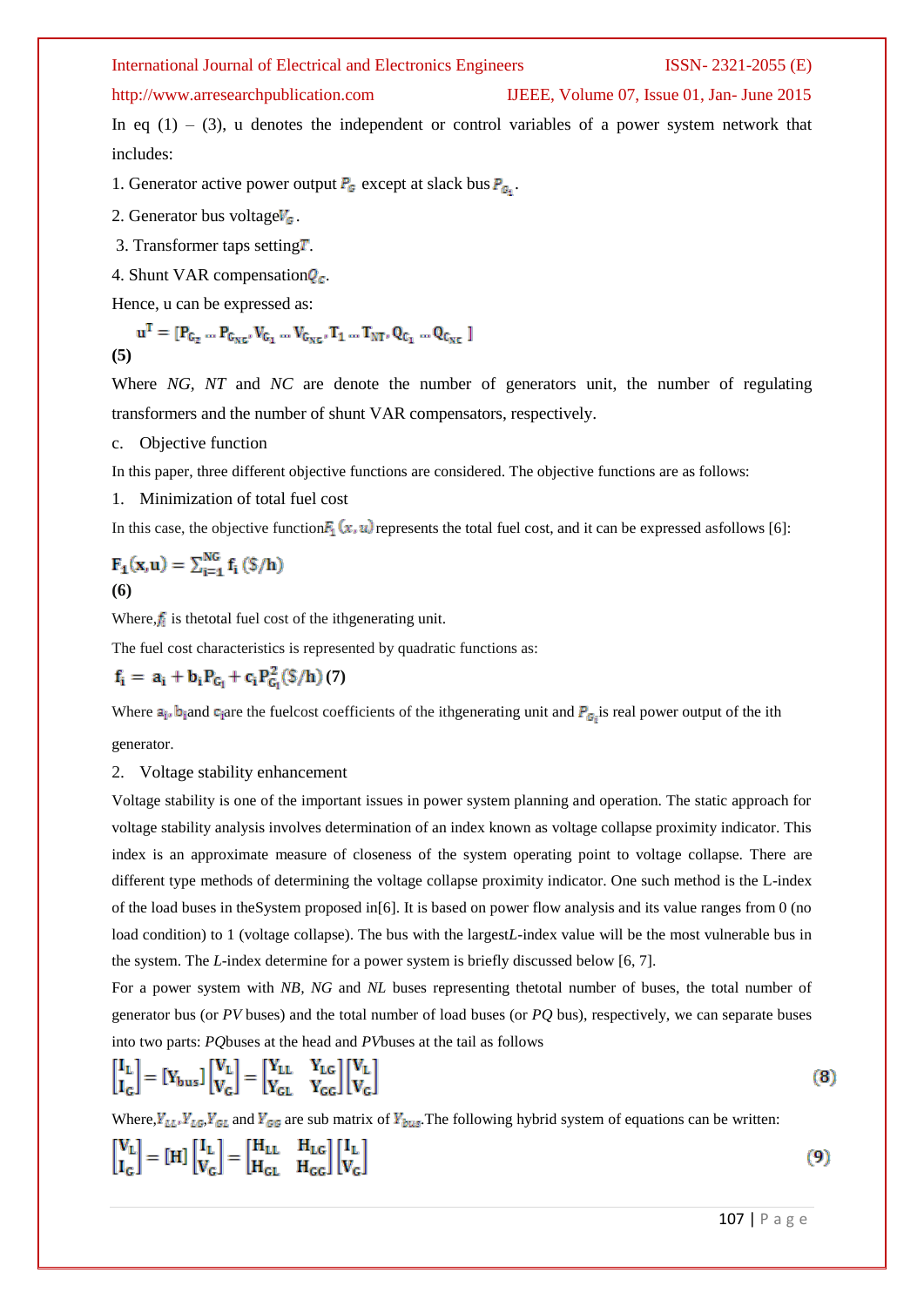In eq (1) – (3), u denotes the independent or control variables of a power system network that includes:

1. Generator active power output $P_G$ except at slack bus $P_{G_1}$.
2. Generator bus voltage $V_G$.
3. Transformer taps setting $T$.
4. Shunt VAR compensation $Q_C$.

Hence, u can be expressed as:

$$u^T = [P_{G_2} \dots P_{G_{NG}}, V_{G_1} \dots V_{G_{NG}}, T_1 \dots T_{NT}, Q_{C_1} \dots Q_{C_{NC}}] \quad (5)$$

Where *NG, NT* and *NC* are denote the number of generators unit, the number of regulating transformers and the number of shunt VAR compensators, respectively.

c. Objective function

In this paper, three different objective functions are considered. The objective functions are as follows:

1. Minimization of total fuel cost

In this case, the objective function $F_1(x,u)$ represents the total fuel cost, and it can be expressed asfollows [6]:

$$F_1(x,u) = \sum_{i=1}^{NG} f_i \ (\$/h) \quad (6)$$

Where, $f_i$ is thetotal fuel cost of the ithgenerating unit.

The fuel cost characteristics is represented by quadratic functions as:

$$f_i = a_i + b_i P_{G_i} + c_i P_{G_i}^2 \ (\$/h) \quad (7)$$

Where $a_i$, $b_i$ and $c_i$ are the fuelcost coefficients of the ithgenerating unit and $P_{G_i}$ is real power output of the ith generator.

2. Voltage stability enhancement

Voltage stability is one of the important issues in power system planning and operation. The static approach for voltage stability analysis involves determination of an index known as voltage collapse proximity indicator. This index is an approximate measure of closeness of the system operating point to voltage collapse. There are different type methods of determining the voltage collapse proximity indicator. One such method is the L-index of the load buses in theSystem proposed in[6]. It is based on power flow analysis and its value ranges from 0 (no load condition) to 1 (voltage collapse). The bus with the largest*L*-index value will be the most vulnerable bus in the system. The *L*-index determine for a power system is briefly discussed below [6, 7].

For a power system with *NB, NG* and *NL* buses representing thetotal number of buses, the total number of generator bus (or *PV* buses) and the total number of load buses (or *PQ* bus), respectively, we can separate buses into two parts: *PQ*buses at the head and *PV*buses at the tail as follows

$$\begin{bmatrix} I_L \\ I_G \end{bmatrix} = [Y_{bus}] \begin{bmatrix} V_L \\ V_G \end{bmatrix} = \begin{bmatrix} Y_{LL} & Y_{LG} \\ Y_{GL} & Y_{GG} \end{bmatrix} \begin{bmatrix} V_L \\ V_G \end{bmatrix} \quad (8)$$

Where, $Y_{LL}$, $Y_{LG}$, $Y_{GL}$ and $Y_{GG}$ are sub matrix of $Y_{bus}$. The following hybrid system of equations can be written:

$$\begin{bmatrix} V_L \\ I_G \end{bmatrix} = [H] \begin{bmatrix} I_L \\ V_G \end{bmatrix} = \begin{bmatrix} H_{LL} & H_{LG} \\ H_{GL} & H_{GG} \end{bmatrix} \begin{bmatrix} I_L \\ V_G \end{bmatrix} \quad (9)$$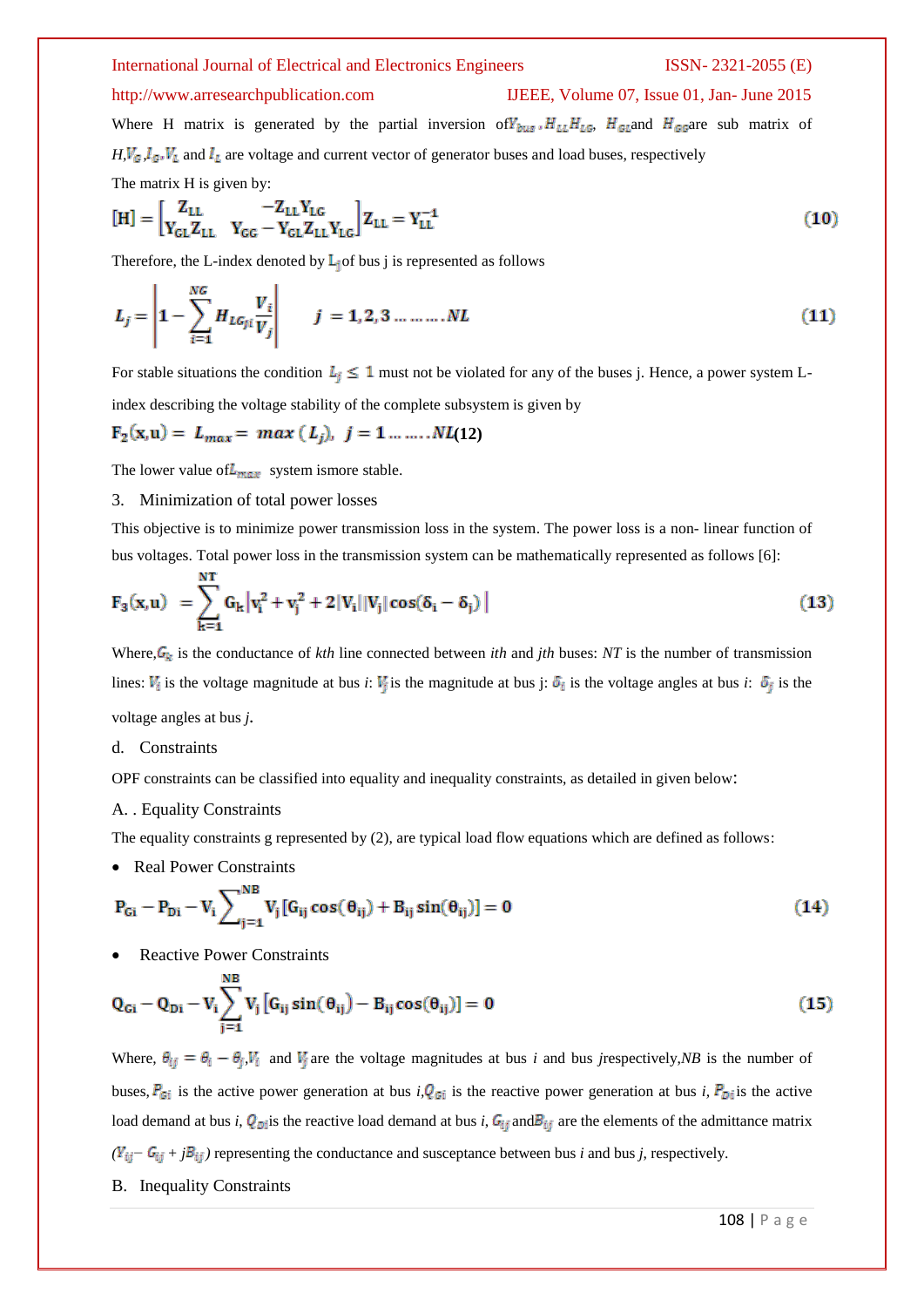Where H matrix is generated by the partial inversion of $Y_{bus}$, $H_{LL}$ $H_{LG}$, $H_{GL}$ and $H_{GG}$ are sub matrix of $H$, $V_G$, $I_G$, $V_L$ and $I_L$ are voltage and current vector of generator buses and load buses, respectively

The matrix H is given by:

$$[\mathrm{H}] = \begin{bmatrix} Z_{LL} & -Z_{LL}Y_{LG} \\ Y_{GL}Z_{LL} & Y_{GG} - Y_{GL}Z_{LL}Y_{LG} \end{bmatrix} Z_{LL} = Y_{LL}^{-1} \tag{10}$$

Therefore, the L-index denoted by $L_j$ of bus j is represented as follows

$$L_j = \left| 1 - \sum_{i=1}^{NG} H_{LG_{ji}} \frac{V_i}{V_j} \right| \qquad j = 1,2,3 \ldots\ldots\ldots NL \tag{11}$$

For stable situations the condition $L_j \leq 1$ must not be violated for any of the buses j. Hence, a power system L-index describing the voltage stability of the complete subsystem is given by

$$F_2(x,u) = L_{max} = max\,(L_j),\ \ j = 1 \ldots\ldots.NL \tag{12}$$

The lower value of $L_{max}$ system ismore stable.

3. Minimization of total power losses

This objective is to minimize power transmission loss in the system. The power loss is a non- linear function of bus voltages. Total power loss in the transmission system can be mathematically represented as follows [6]:

$$F_3(x,u) \ = \sum_{k=1}^{NT} G_k \left| v_i^2 + v_j^2 + 2|V_i||V_j| \cos(\delta_i - \delta_j) \right| \tag{13}$$

Where, $G_k$ is the conductance of *kth* line connected between *ith* and *jth* buses: *NT* is the number of transmission lines: $V_i$ is the voltage magnitude at bus *i*: $V_j$ is the magnitude at bus j: $\delta_i$ is the voltage angles at bus *i*: $\delta_j$ is the voltage angles at bus *j*.

d. Constraints

OPF constraints can be classified into equality and inequality constraints, as detailed in given below:

A. . Equality Constraints

The equality constraints g represented by (2), are typical load flow equations which are defined as follows:

- Real Power Constraints

$$P_{Gi} - P_{Di} - V_i \sum_{j=1}^{NB} V_j [G_{ij} \cos(\theta_{ij}) + B_{ij} \sin(\theta_{ij})] = 0 \tag{14}$$

- Reactive Power Constraints

$$Q_{Gi} - Q_{Di} - V_i \sum_{j=1}^{NB} V_j \left[G_{ij} \sin(\theta_{ij}) - B_{ij} \cos(\theta_{ij})\right] = 0 \tag{15}$$

Where, $\theta_{ij} = \theta_i - \theta_j$, $V_i$ and $V_j$ are the voltage magnitudes at bus *i* and bus *j*respectively,*NB* is the number of buses, $P_{Gi}$ is the active power generation at bus *i*, $Q_{Gi}$ is the reactive power generation at bus *i*, $P_{Di}$ is the active load demand at bus *i*, $Q_{Di}$ is the reactive load demand at bus *i*, $G_{ij}$ and $B_{ij}$ are the elements of the admittance matrix ($Y_{ij} = G_{ij} + jB_{ij}$) representing the conductance and susceptance between bus *i* and bus *j*, respectively.

B. Inequality Constraints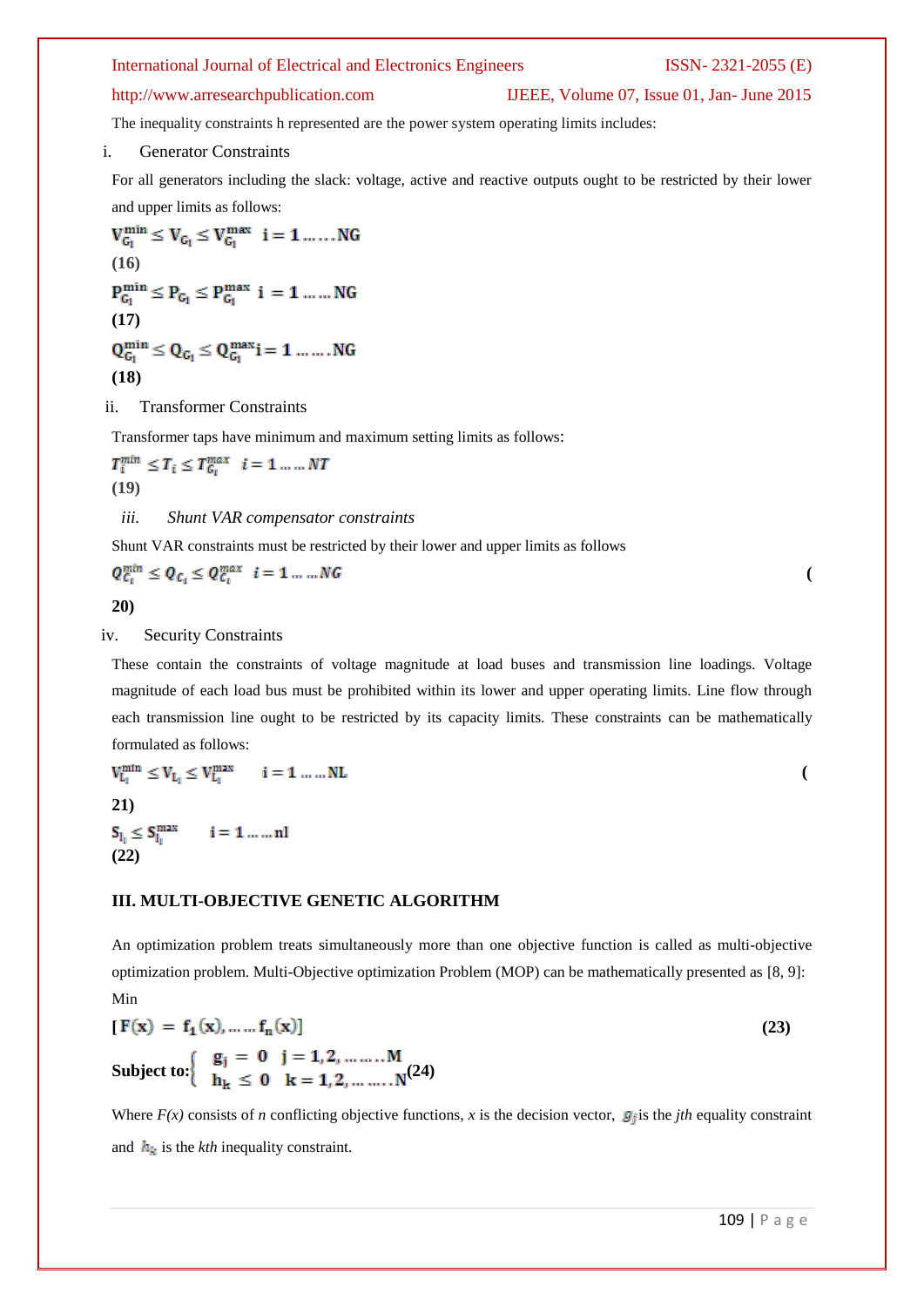The inequality constraints h represented are the power system operating limits includes:

i. Generator Constraints

For all generators including the slack: voltage, active and reactive outputs ought to be restricted by their lower and upper limits as follows:

$$V_{G_i}^{min} \leq V_{G_i} \leq V_{G_i}^{max} \quad i = 1 \ldots \ldots NG \tag{16}$$

$$P_{G_i}^{min} \leq P_{G_i} \leq P_{G_i}^{max} \quad i = 1 \ldots \ldots NG \tag{17}$$

$$Q_{G_i}^{min} \leq Q_{G_i} \leq Q_{G_i}^{max} \quad i = 1 \ldots \ldots NG \tag{18}$$

ii. Transformer Constraints

Transformer taps have minimum and maximum setting limits as follows:

$$T_i^{min} \leq T_i \leq T_{G_i}^{max} \quad i = 1 \ldots \ldots NT \tag{19}$$

*iii. Shunt VAR compensator constraints*

Shunt VAR constraints must be restricted by their lower and upper limits as follows

$$Q_{C_i}^{min} \leq Q_{C_i} \leq Q_{C_i}^{max} \quad i = 1 \ldots \ldots NG \tag{20}$$

iv. Security Constraints

These contain the constraints of voltage magnitude at load buses and transmission line loadings. Voltage magnitude of each load bus must be prohibited within its lower and upper operating limits. Line flow through each transmission line ought to be restricted by its capacity limits. These constraints can be mathematically formulated as follows:

$$V_{L_i}^{min} \leq V_{L_i} \leq V_{L_i}^{max} \quad i = 1 \ldots \ldots NL \tag{21}$$

$$S_{l_i} \leq S_{l_i}^{max} \quad i = 1 \ldots \ldots nl \tag{22}$$

## III. MULTI-OBJECTIVE GENETIC ALGORITHM

An optimization problem treats simultaneously more than one objective function is called as multi-objective optimization problem. Multi-Objective optimization Problem (MOP) can be mathematically presented as [8, 9]:

Min

$$[F(x) = f_1(x), \ldots \ldots f_n(x)] \tag{23}$$

$$\text{Subject to:} \begin{cases} g_j = 0 & j = 1, 2, \ldots \ldots \ldots M \\ h_k \leq 0 & k = 1, 2, \ldots \ldots \ldots N \end{cases} \tag{24}$$

Where $F(x)$ consists of $n$ conflicting objective functions, $x$ is the decision vector, $g_j$ is the *jth* equality constraint and $h_k$ is the *kth* inequality constraint.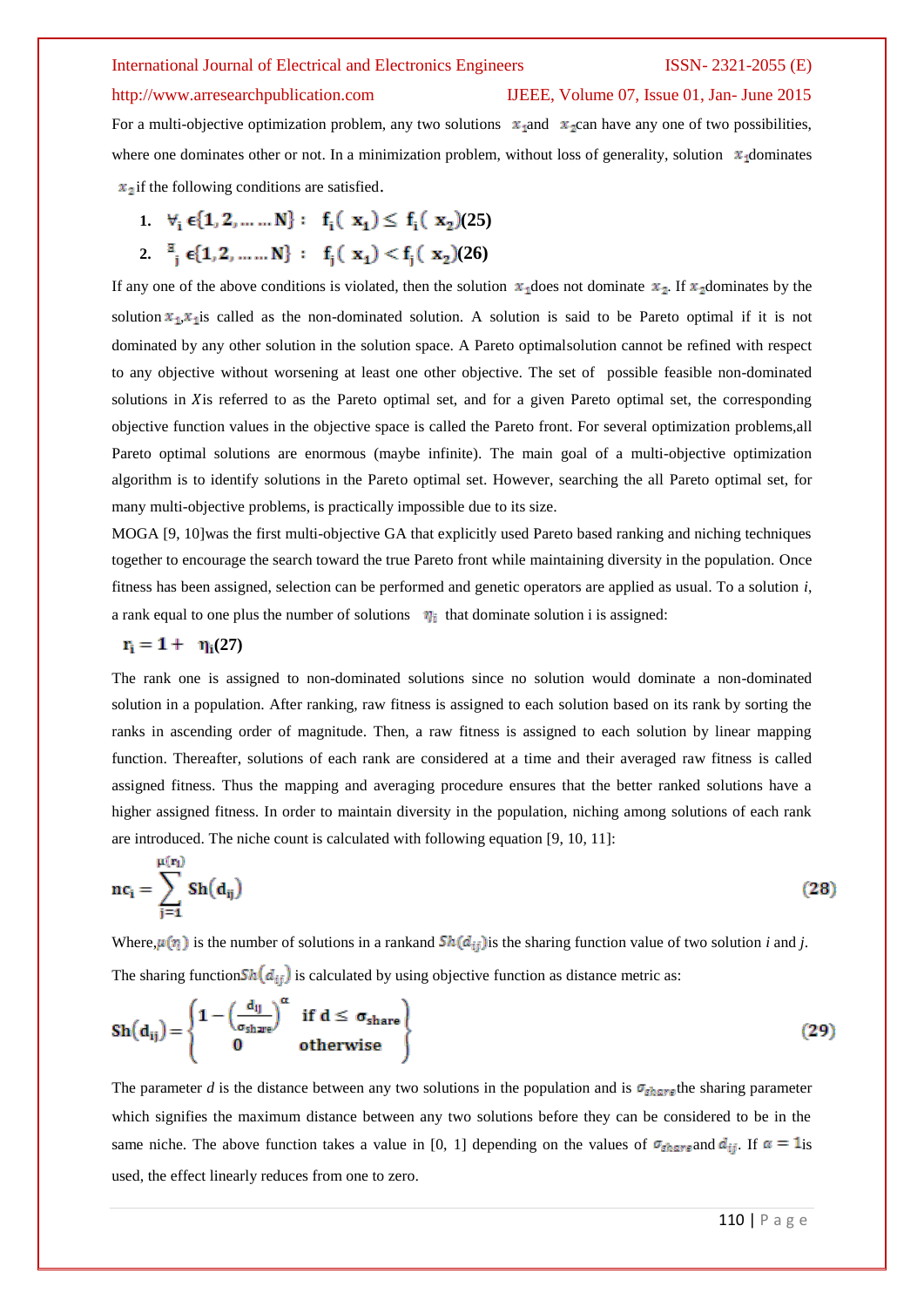For a multi-objective optimization problem, any two solutions $x_1$and $x_2$can have any one of two possibilities, where one dominates other or not. In a minimization problem, without loss of generality, solution $x_1$dominates $x_2$if the following conditions are satisfied.

1. $\forall_i \in \{1, 2, \dots \dots N\} : \ f_i(x_1) \leq f_i(x_2)$(25)
2. $\exists_j \in \{1, 2, \dots \dots N\} : \ f_j(x_1) < f_j(x_2)$(26)

If any one of the above conditions is violated, then the solution $x_1$does not dominate $x_2$. If $x_2$dominates by the solution $x_1$,$x_1$is called as the non-dominated solution. A solution is said to be Pareto optimal if it is not dominated by any other solution in the solution space. A Pareto optimalsolution cannot be refined with respect to any objective without worsening at least one other objective. The set of possible feasible non-dominated solutions in $X$is referred to as the Pareto optimal set, and for a given Pareto optimal set, the corresponding objective function values in the objective space is called the Pareto front. For several optimization problems,all Pareto optimal solutions are enormous (maybe infinite). The main goal of a multi-objective optimization algorithm is to identify solutions in the Pareto optimal set. However, searching the all Pareto optimal set, for many multi-objective problems, is practically impossible due to its size.

MOGA [9, 10]was the first multi-objective GA that explicitly used Pareto based ranking and niching techniques together to encourage the search toward the true Pareto front while maintaining diversity in the population. Once fitness has been assigned, selection can be performed and genetic operators are applied as usual. To a solution *i*, a rank equal to one plus the number of solutions $\eta_i$ that dominate solution i is assigned:

$r_i = 1 + \ \eta_i$(27)

The rank one is assigned to non-dominated solutions since no solution would dominate a non-dominated solution in a population. After ranking, raw fitness is assigned to each solution based on its rank by sorting the ranks in ascending order of magnitude. Then, a raw fitness is assigned to each solution by linear mapping function. Thereafter, solutions of each rank are considered at a time and their averaged raw fitness is called assigned fitness. Thus the mapping and averaging procedure ensures that the better ranked solutions have a higher assigned fitness. In order to maintain diversity in the population, niching among solutions of each rank are introduced. The niche count is calculated with following equation [9, 10, 11]:

$$nc_i = \sum_{j=1}^{\mu(r_i)} Sh(d_{ij}) \tag{28}$$

Where,$\mu(r_i)$ is the number of solutions in a rankand $Sh(d_{ij})$is the sharing function value of two solution *i* and *j*.

The sharing function$Sh(d_{ij})$ is calculated by using objective function as distance metric as:

$$Sh(d_{ij}) = \begin{cases} 1 - \left(\frac{d_{ij}}{\sigma_{share}}\right)^{\alpha} & \text{if } d \leq \sigma_{share} \\ 0 & \text{otherwise} \end{cases} \tag{29}$$

The parameter *d* is the distance between any two solutions in the population and is $\sigma_{share}$the sharing parameter which signifies the maximum distance between any two solutions before they can be considered to be in the same niche. The above function takes a value in [0, 1] depending on the values of $\sigma_{share}$and $d_{ij}$. If $\alpha = 1$is used, the effect linearly reduces from one to zero.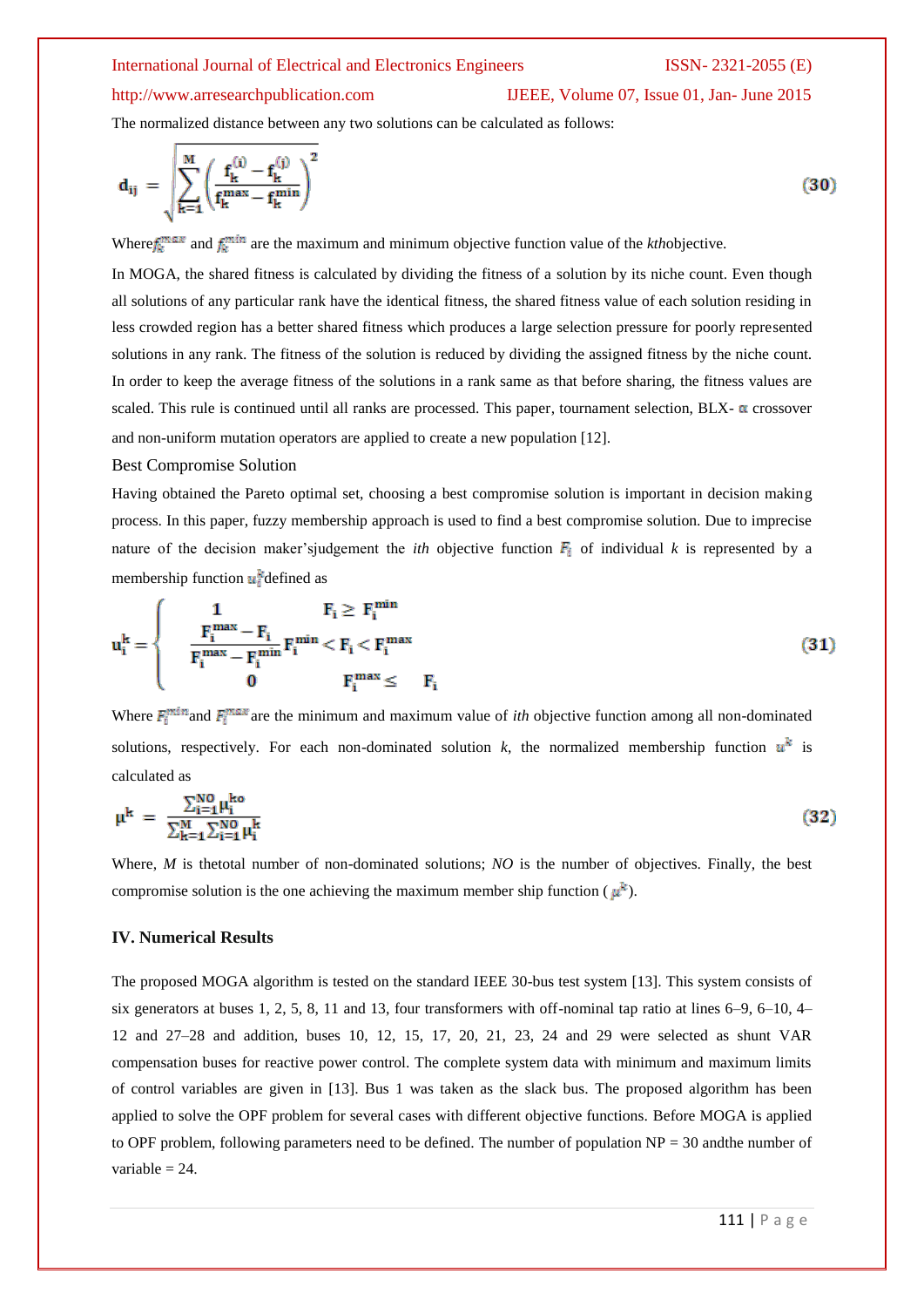The normalized distance between any two solutions can be calculated as follows:

$$d_{ij} = \sqrt{\sum_{k=1}^{M}\left(\frac{f_k^{(i)} - f_k^{(j)}}{f_k^{max} - f_k^{min}}\right)^2} \tag{30}$$

Where $f_k^{max}$ and $f_k^{min}$ are the maximum and minimum objective function value of the *kth*objective.

In MOGA, the shared fitness is calculated by dividing the fitness of a solution by its niche count. Even though all solutions of any particular rank have the identical fitness, the shared fitness value of each solution residing in less crowded region has a better shared fitness which produces a large selection pressure for poorly represented solutions in any rank. The fitness of the solution is reduced by dividing the assigned fitness by the niche count. In order to keep the average fitness of the solutions in a rank same as that before sharing, the fitness values are scaled. This rule is continued until all ranks are processed. This paper, tournament selection, BLX- $\alpha$ crossover and non-uniform mutation operators are applied to create a new population [12].

## Best Compromise Solution

Having obtained the Pareto optimal set, choosing a best compromise solution is important in decision making process. In this paper, fuzzy membership approach is used to find a best compromise solution. Due to imprecise nature of the decision maker'sjudgement the *ith* objective function $F_i$ of individual *k* is represented by a membership function $u_i^k$defined as

$$u_i^k = \begin{cases} 1 & F_i \geq F_i^{min} \\ \dfrac{F_i^{max} - F_i}{F_i^{max} - F_i^{min}} & F_i^{min} < F_i < F_i^{max} \\ 0 & F_i^{max} \leq F_i \end{cases} \tag{31}$$

Where $F_i^{min}$and $F_i^{max}$ are the minimum and maximum value of *ith* objective function among all non-dominated solutions, respectively. For each non-dominated solution *k*, the normalized membership function $u^k$ is calculated as

$$\mu^k = \frac{\sum_{i=1}^{NO} \mu_i^{ko}}{\sum_{k=1}^{M}\sum_{i=1}^{NO} \mu_i^k} \tag{32}$$

Where, *M* is thetotal number of non-dominated solutions; *NO* is the number of objectives. Finally, the best compromise solution is the one achieving the maximum member ship function ( $\mu^k$).

## IV. Numerical Results

The proposed MOGA algorithm is tested on the standard IEEE 30-bus test system [13]. This system consists of six generators at buses 1, 2, 5, 8, 11 and 13, four transformers with off-nominal tap ratio at lines 6–9, 6–10, 4–12 and 27–28 and addition, buses 10, 12, 15, 17, 20, 21, 23, 24 and 29 were selected as shunt VAR compensation buses for reactive power control. The complete system data with minimum and maximum limits of control variables are given in [13]. Bus 1 was taken as the slack bus. The proposed algorithm has been applied to solve the OPF problem for several cases with different objective functions. Before MOGA is applied to OPF problem, following parameters need to be defined. The number of population NP = 30 andthe number of variable = 24.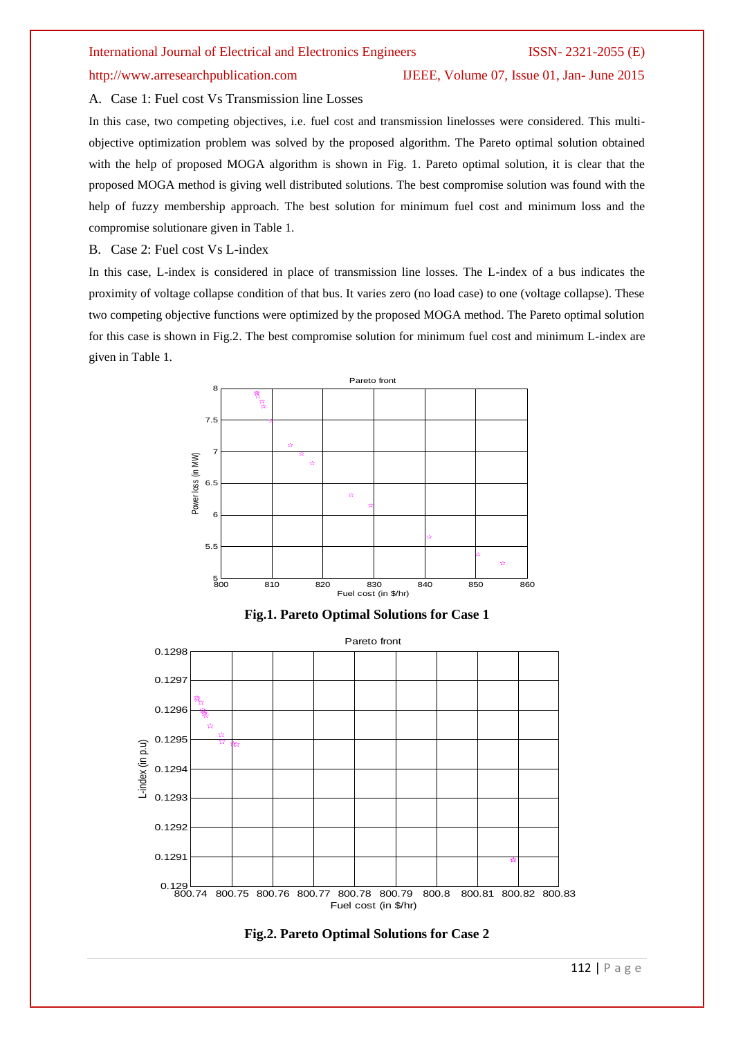### A. Case 1: Fuel cost Vs Transmission line Losses

In this case, two competing objectives, i.e. fuel cost and transmission linelosses were considered. This multi-objective optimization problem was solved by the proposed algorithm. The Pareto optimal solution obtained with the help of proposed MOGA algorithm is shown in Fig. 1. Pareto optimal solution, it is clear that the proposed MOGA method is giving well distributed solutions. The best compromise solution was found with the help of fuzzy membership approach. The best solution for minimum fuel cost and minimum loss and the compromise solutionare given in Table 1.

### B. Case 2: Fuel cost Vs L-index

In this case, L-index is considered in place of transmission line losses. The L-index of a bus indicates the proximity of voltage collapse condition of that bus. It varies zero (no load case) to one (voltage collapse). These two competing objective functions were optimized by the proposed MOGA method. The Pareto optimal solution for this case is shown in Fig.2. The best compromise solution for minimum fuel cost and minimum L-index are given in Table 1.

**Fig.1. Pareto Optimal Solutions for Case 1**

**Fig.2. Pareto Optimal Solutions for Case 2**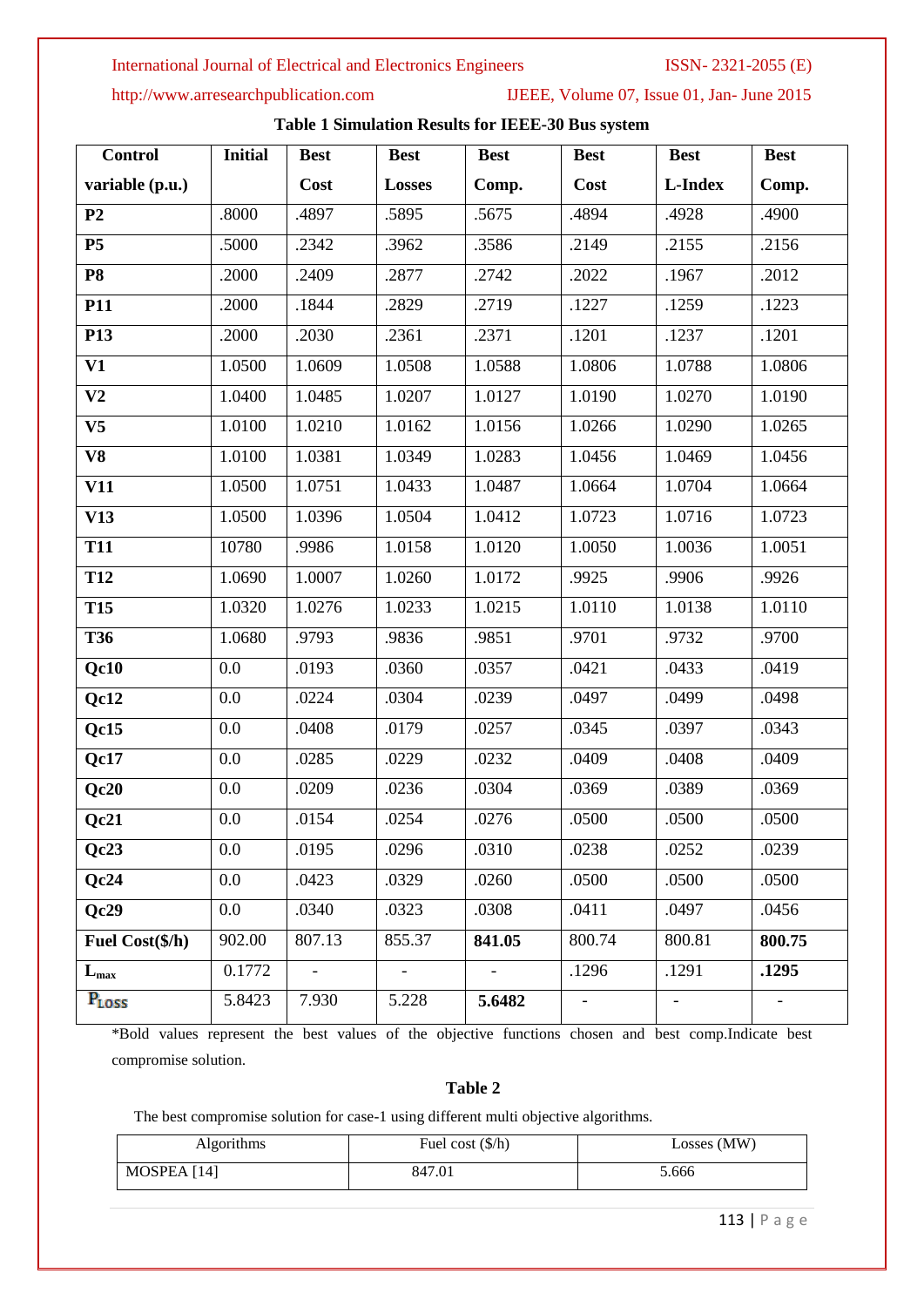**Table 1 Simulation Results for IEEE-30 Bus system**

| Control variable (p.u.) | Initial | Best Cost | Best Losses | Best Comp. | Best Cost | Best L-Index | Best Comp. |
|---|---|---|---|---|---|---|---|
| **P2** | .8000 | .4897 | .5895 | .5675 | .4894 | .4928 | .4900 |
| **P5** | .5000 | .2342 | .3962 | .3586 | .2149 | .2155 | .2156 |
| **P8** | .2000 | .2409 | .2877 | .2742 | .2022 | .1967 | .2012 |
| **P11** | .2000 | .1844 | .2829 | .2719 | .1227 | .1259 | .1223 |
| **P13** | .2000 | .2030 | .2361 | .2371 | .1201 | .1237 | .1201 |
| **V1** | 1.0500 | 1.0609 | 1.0508 | 1.0588 | 1.0806 | 1.0788 | 1.0806 |
| **V2** | 1.0400 | 1.0485 | 1.0207 | 1.0127 | 1.0190 | 1.0270 | 1.0190 |
| **V5** | 1.0100 | 1.0210 | 1.0162 | 1.0156 | 1.0266 | 1.0290 | 1.0265 |
| **V8** | 1.0100 | 1.0381 | 1.0349 | 1.0283 | 1.0456 | 1.0469 | 1.0456 |
| **V11** | 1.0500 | 1.0751 | 1.0433 | 1.0487 | 1.0664 | 1.0704 | 1.0664 |
| **V13** | 1.0500 | 1.0396 | 1.0504 | 1.0412 | 1.0723 | 1.0716 | 1.0723 |
| **T11** | 10780 | .9986 | 1.0158 | 1.0120 | 1.0050 | 1.0036 | 1.0051 |
| **T12** | 1.0690 | 1.0007 | 1.0260 | 1.0172 | .9925 | .9906 | .9926 |
| **T15** | 1.0320 | 1.0276 | 1.0233 | 1.0215 | 1.0110 | 1.0138 | 1.0110 |
| **T36** | 1.0680 | .9793 | .9836 | .9851 | .9701 | .9732 | .9700 |
| **Qc10** | 0.0 | .0193 | .0360 | .0357 | .0421 | .0433 | .0419 |
| **Qc12** | 0.0 | .0224 | .0304 | .0239 | .0497 | .0499 | .0498 |
| **Qc15** | 0.0 | .0408 | .0179 | .0257 | .0345 | .0397 | .0343 |
| **Qc17** | 0.0 | .0285 | .0229 | .0232 | .0409 | .0408 | .0409 |
| **Qc20** | 0.0 | .0209 | .0236 | .0304 | .0369 | .0389 | .0369 |
| **Qc21** | 0.0 | .0154 | .0254 | .0276 | .0500 | .0500 | .0500 |
| **Qc23** | 0.0 | .0195 | .0296 | .0310 | .0238 | .0252 | .0239 |
| **Qc24** | 0.0 | .0423 | .0329 | .0260 | .0500 | .0500 | .0500 |
| **Qc29** | 0.0 | .0340 | .0323 | .0308 | .0411 | .0497 | .0456 |
| **Fuel Cost($/h)** | 902.00 | 807.13 | 855.37 | **841.05** | 800.74 | 800.81 | **800.75** |
| **$L_{max}$** | 0.1772 | - | - | - | .1296 | .1291 | **.1295** |
| **$P_{LOSS}$** | 5.8423 | 7.930 | 5.228 | **5.6482** | - | - | - |

*Bold values represent the best values of the objective functions chosen and best comp.Indicate best compromise solution.

**Table 2**

The best compromise solution for case-1 using different multi objective algorithms.

| Algorithms | Fuel cost ($/h) | Losses (MW) |
|---|---|---|
| MOSPEA [14] | 847.01 | 5.666 |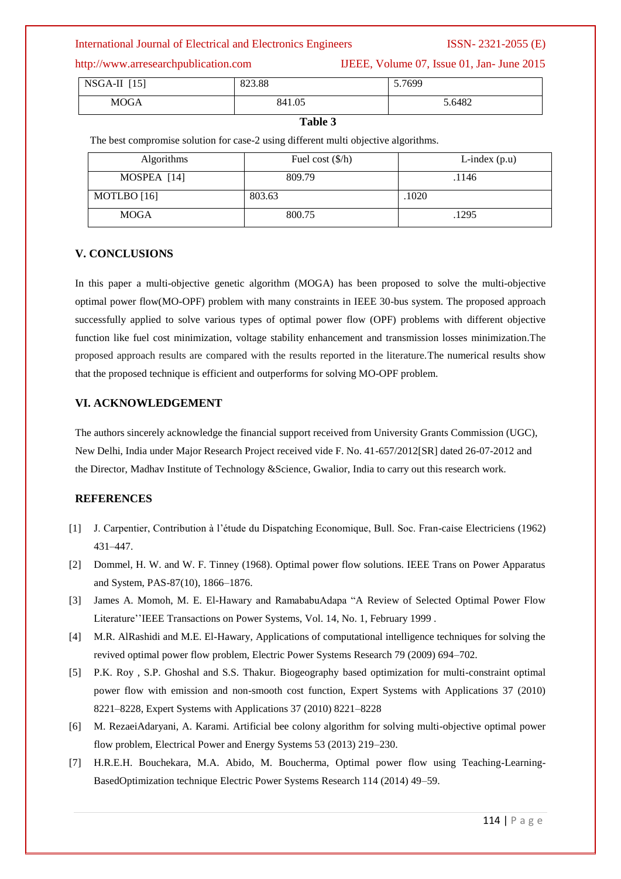| NSGA-II [15] | 823.88 | 5.7699 |
|---|---|---|
| MOGA | 841.05 | 5.6482 |

**Table 3**

The best compromise solution for case-2 using different multi objective algorithms.

| Algorithms | Fuel cost ($/h) | L-index (p.u) |
|---|---|---|
| MOSPEA [14] | 809.79 | .1146 |
| MOTLBO [16] | 803.63 | .1020 |
| MOGA | 800.75 | .1295 |

## V. CONCLUSIONS

In this paper a multi-objective genetic algorithm (MOGA) has been proposed to solve the multi-objective optimal power flow(MO-OPF) problem with many constraints in IEEE 30-bus system. The proposed approach successfully applied to solve various types of optimal power flow (OPF) problems with different objective function like fuel cost minimization, voltage stability enhancement and transmission losses minimization.The proposed approach results are compared with the results reported in the literature.The numerical results show that the proposed technique is efficient and outperforms for solving MO-OPF problem.

## VI. ACKNOWLEDGEMENT

The authors sincerely acknowledge the financial support received from University Grants Commission (UGC), New Delhi, India under Major Research Project received vide F. No. 41-657/2012[SR] dated 26-07-2012 and the Director, Madhav Institute of Technology &Science, Gwalior, India to carry out this research work.

## REFERENCES

[1] J. Carpentier, Contribution à l'étude du Dispatching Economique, Bull. Soc. Fran-caise Electriciens (1962) 431–447.

[2] Dommel, H. W. and W. F. Tinney (1968). Optimal power flow solutions. IEEE Trans on Power Apparatus and System, PAS-87(10), 1866–1876.

[3] James A. Momoh, M. E. El-Hawary and RamababuAdapa "A Review of Selected Optimal Power Flow Literature''IEEE Transactions on Power Systems, Vol. 14, No. 1, February 1999 .

[4] M.R. AlRashidi and M.E. El-Hawary, Applications of computational intelligence techniques for solving the revived optimal power flow problem, Electric Power Systems Research 79 (2009) 694–702.

[5] P.K. Roy , S.P. Ghoshal and S.S. Thakur. Biogeography based optimization for multi-constraint optimal power flow with emission and non-smooth cost function, Expert Systems with Applications 37 (2010) 8221–8228, Expert Systems with Applications 37 (2010) 8221–8228

[6] M. RezaeiAdaryani, A. Karami. Artificial bee colony algorithm for solving multi-objective optimal power flow problem, Electrical Power and Energy Systems 53 (2013) 219–230.

[7] H.R.E.H. Bouchekara, M.A. Abido, M. Boucherma, Optimal power flow using Teaching-Learning-BasedOptimization technique Electric Power Systems Research 114 (2014) 49–59.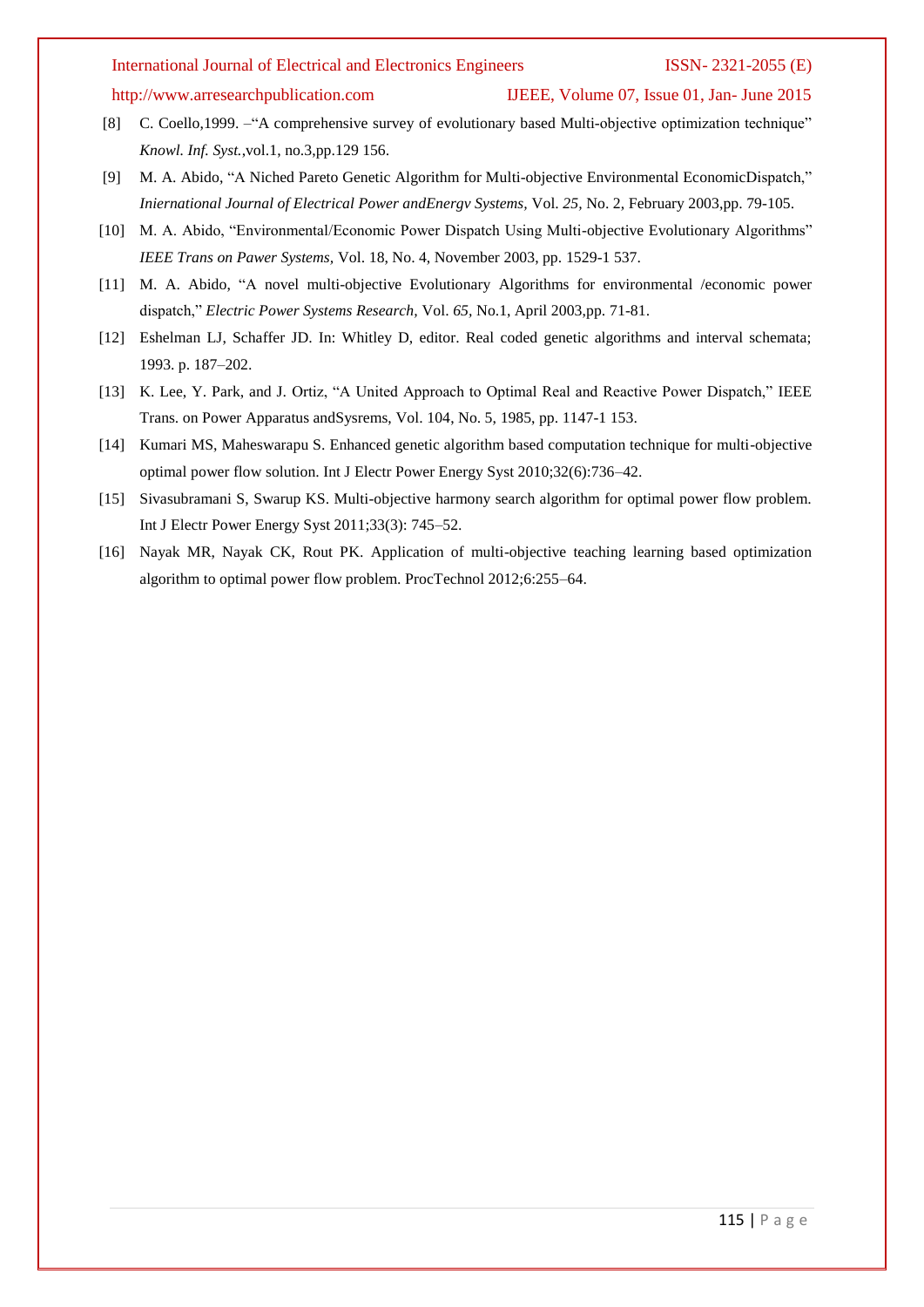[8] C. Coello,1999. –"A comprehensive survey of evolutionary based Multi-objective optimization technique" *Knowl. Inf. Syst.*,vol.1, no.3,pp.129 156.

[9] M. A. Abido, "A Niched Pareto Genetic Algorithm for Multi-objective Environmental EconomicDispatch," *Iniernational Journal of Electrical Power andEnergv Systems,* Vol. *25,* No. 2, February 2003,pp. 79-105.

[10] M. A. Abido, "Environmental/Economic Power Dispatch Using Multi-objective Evolutionary Algorithms" *IEEE Trans on Pawer Systems,* Vol. 18, No. 4, November 2003, pp. 1529-1 537.

[11] M. A. Abido, "A novel multi-objective Evolutionary Algorithms for environmental /economic power dispatch," *Electric Power Systems Research,* Vol. *65,* No.1, April 2003,pp. 71-81.

[12] Eshelman LJ, Schaffer JD. In: Whitley D, editor. Real coded genetic algorithms and interval schemata; 1993. p. 187–202.

[13] K. Lee, Y. Park, and J. Ortiz, "A United Approach to Optimal Real and Reactive Power Dispatch," IEEE Trans. on Power Apparatus andSysrems, Vol. 104, No. 5, 1985, pp. 1147-1 153.

[14] Kumari MS, Maheswarapu S. Enhanced genetic algorithm based computation technique for multi-objective optimal power flow solution. Int J Electr Power Energy Syst 2010;32(6):736–42.

[15] Sivasubramani S, Swarup KS. Multi-objective harmony search algorithm for optimal power flow problem. Int J Electr Power Energy Syst 2011;33(3): 745–52.

[16] Nayak MR, Nayak CK, Rout PK. Application of multi-objective teaching learning based optimization algorithm to optimal power flow problem. ProcTechnol 2012;6:255–64.